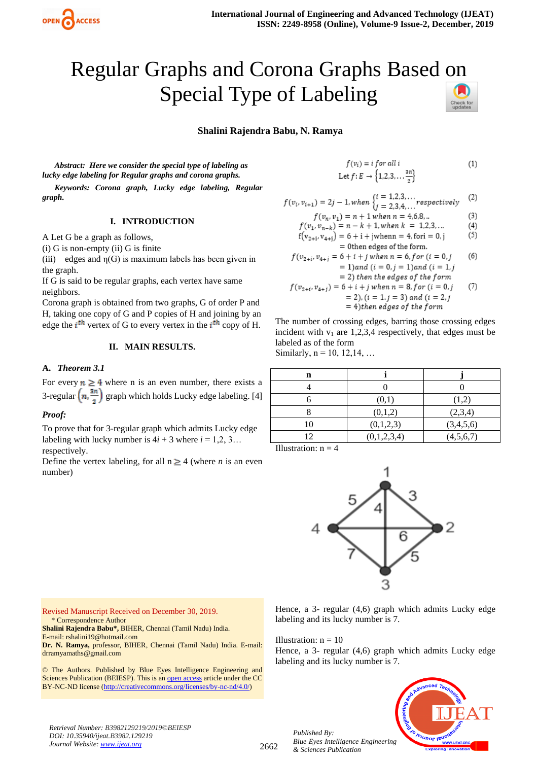# Regular Graphs and Corona Graphs Based on Special Type of Labeling

**Shalini Rajendra Babu, N. Ramya**

***Abstract:** Here we consider the special type of labeling as lucky edge labeling for Regular graphs and corona graphs.*

***Keywords:** Corona graph, Lucky edge labeling, Regular graph.*

## I. INTRODUCTION

A Let G be a graph as follows,
(i) G is non-empty (ii) G is finite
(iii) edges and η(G) is maximum labels has been given in the graph.
If G is said to be regular graphs, each vertex have same neighbors.
Corona graph is obtained from two graphs, G of order P and H, taking one copy of G and P copies of H and joining by an edge the $i^{th}$ vertex of G to every vertex in the $i^{th}$ copy of H.

## II. MAIN RESULTS.

### A. *Theorem 3.1*

For every $n \geq 4$ where n is an even number, there exists a 3-regular $\left(n, \frac{3n}{2}\right)$ graph which holds Lucky edge labeling. [4]

***Proof:***

To prove that for 3-regular graph which admits Lucky edge labeling with lucky number is $4i + 3$ where $i = 1,2,3\ldots$ respectively.
Define the vertex labeling, for all $n \geq 4$ (where *n* is an even number)

$$f(v_i) = i \text{ for all } i \quad (1)$$

$$\text{Let } f: E \to \left\{1,2,3,\ldots\frac{3n}{2}\right\}$$

$$f(v_i, v_{i+1}) = 2j - 1, \text{when } \begin{cases} i = 1,2,3,\ldots \\ j = 2,3,4,\ldots \end{cases} \text{respectively} \quad (2)$$

$$f(v_n, v_1) = n + 1 \text{ when } n = 4,6,8,.. \quad (3)$$

$$f(v_1, v_{n-k}) = n - k + 1, \text{when } k = 1,2,3,\ldots \quad (4)$$

$$f(v_{2+i}, v_{4+j}) = 6 + i + j \text{ when } n = 4, \text{for } i = 0, j \quad (5)$$
$$= 0\text{ther edges of the form.}$$

$$f(v_{2+i}, v_{4+j}) = 6 + i + j \text{ when } n = 6, \text{for } (i = 0, j = 1) \text{and } (i = 0, j = 1) \text{and } (i = 1, j = 2) \text{ then the edges of the form} \quad (6)$$

$$f(v_{2+i}, v_{4+j}) = 6 + i + j \text{ when } n = 8, \text{for } (i = 0, j = 2), (i = 1. j = 3) \text{ and } (i = 2, j = 4) \text{then edges of the form} \quad (7)$$

The number of crossing edges, barring those crossing edges incident with $v_1$ are 1,2,3,4 respectively, that edges must be labeled as of the form
Similarly, n = 10, 12,14, …

| n | i | j |
|---|---|---|
| 4 | 0 | 0 |
| 6 | (0,1) | (1,2) |
| 8 | (0,1,2) | (2,3,4) |
| 10 | (0,1,2,3) | (3,4,5,6) |
| 12 | (0,1,2,3,4) | (4,5,6,7) |

Illustration: n = 4

Hence, a 3- regular (4,6) graph which admits Lucky edge labeling and its lucky number is 7.

Illustration: n = 10
Hence, a 3- regular (4,6) graph which admits Lucky edge labeling and its lucky number is 7.

Revised Manuscript Received on December 30, 2019.
\* Correspondence Author
**Shalini Rajendra Babu\*,** BIHER, Chennai (Tamil Nadu) India.
E-mail: rshalini19@hotmail.com
**Dr. N. Ramya,** professor, BIHER, Chennai (Tamil Nadu) India. E-mail: drramyamaths@gmail.com

© The Authors. Published by Blue Eyes Intelligence Engineering and Sciences Publication (BEIESP). This is an open access article under the CC BY-NC-ND license (http://creativecommons.org/licenses/by-nc-nd/4.0/)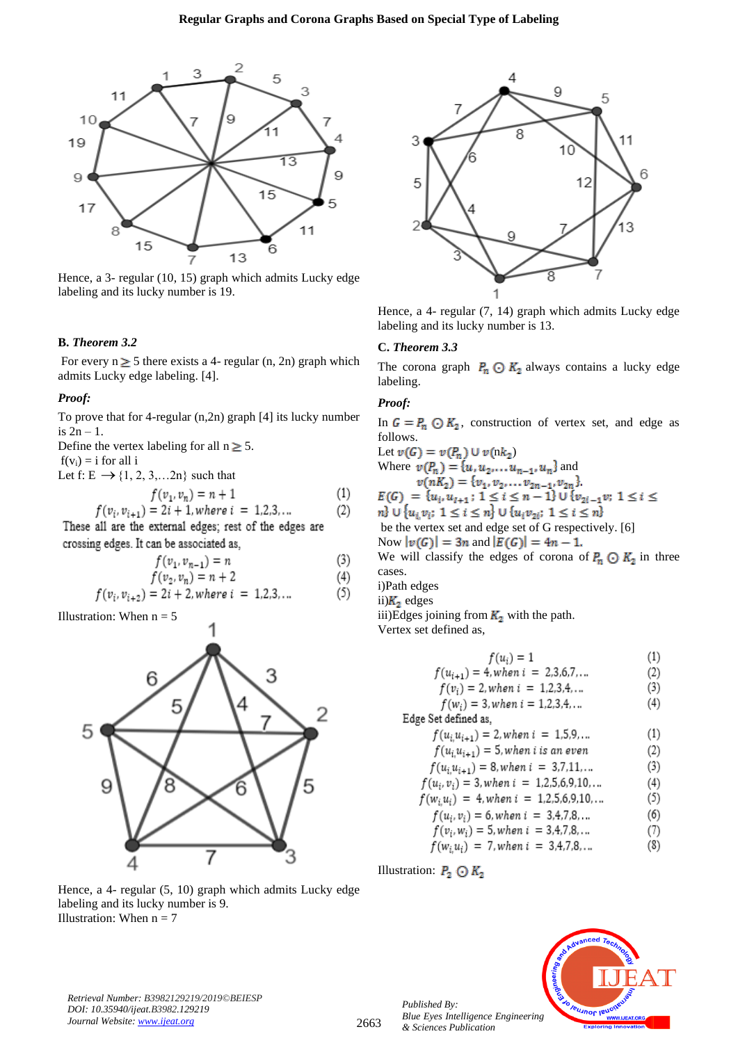Hence, a 3- regular (10, 15) graph which admits Lucky edge labeling and its lucky number is 19.

### B. *Theorem 3.2*

For every $n \geq 5$ there exists a 4- regular (n, 2n) graph which admits Lucky edge labeling. [4].

***Proof:***

To prove that for 4-regular (n,2n) graph [4] its lucky number is $2n - 1$.

Define the vertex labeling for all $n \geq 5$.

$f(v_i) = i$ for all i

Let f: E $\rightarrow \{1, 2, 3,\ldots 2n\}$ such that

$$f(v_1, v_n) = n + 1 \quad (1)$$

$$f(v_i, v_{i+1}) = 2i + 1, where\ i = 1,2,3,\ldots \quad (2)$$

These all are the external edges; rest of the edges are crossing edges. It can be associated as,

$$f(v_1, v_{n-1}) = n \quad (3)$$

$$f(v_2, v_n) = n + 2 \quad (4)$$

$$f(v_i, v_{i+2}) = 2i + 2, where\ i = 1,2,3,\ldots \quad (5)$$

Illustration: When n = 5

Hence, a 4- regular (5, 10) graph which admits Lucky edge labeling and its lucky number is 9.

Illustration: When n = 7

Hence, a 4- regular (7, 14) graph which admits Lucky edge labeling and its lucky number is 13.

### C. *Theorem 3.3*

The corona graph $P_n \odot K_2$ always contains a lucky edge labeling.

***Proof:***

In $G = P_n \odot K_2$, construction of vertex set, and edge as follows.

Let $v(G) = v(P_n) \cup v(nk_2)$

Where $v(P_n) = \{u, u_2, \ldots u_{n-1}, u_n\}$ and $v(nK_2) = \{v_1, v_2, \ldots v_{2n-1}, v_{2n}\}$.

$E(G) = \{u_i, u_{i+1}; 1 \leq i \leq n-1\} \cup \{v_{2i-1}v; 1 \leq i \leq n\} \cup \{u_i, v_i; 1 \leq i \leq n\} \cup \{u_i v_{2i}; 1 \leq i \leq n\}$

be the vertex set and edge set of G respectively. [6]

Now $|v(G)| = 3n$ and $|E(G)| = 4n - 1$.

We will classify the edges of corona of $P_n \odot K_2$ in three cases.

i)Path edges

ii)$K_2$ edges

iii)Edges joining from $K_2$ with the path.

Vertex set defined as,

$$f(u_i) = 1 \quad (1)$$

$$f(u_{i+1}) = 4, when\ i = 2,3,6,7,\ldots \quad (2)$$

$$f(v_i) = 2, when\ i = 1,2,3,4,\ldots \quad (3)$$

$$f(w_i) = 3, when\ i = 1,2,3,4,\ldots \quad (4)$$

Edge Set defined as,

$$f(u_i u_{i+1}) = 2, when\ i = 1,5,9,\ldots \quad (1)$$

$$f(u_i u_{i+1}) = 5, when\ i\ is\ an\ even \quad (2)$$

$$f(u_i u_{i+1}) = 8, when\ i = 3,7,11,\ldots \quad (3)$$

$$f(u_i, v_i) = 3, when\ i = 1,2,5,6,9,10,\ldots \quad (4)$$

$$f(w_i u_i) = 4, when\ i = 1,2,5,6,9,10,\ldots \quad (5)$$

$$f(u_i, v_i) = 6, when\ i = 3,4,7,8,\ldots \quad (6)$$

$$f(v_i, w_i) = 5, when\ i = 3,4,7,8,\ldots \quad (7)$$

$$f(w_i u_i) = 7, when\ i = 3,4,7,8,\ldots \quad (8)$$

Illustration: $P_2 \odot K_2$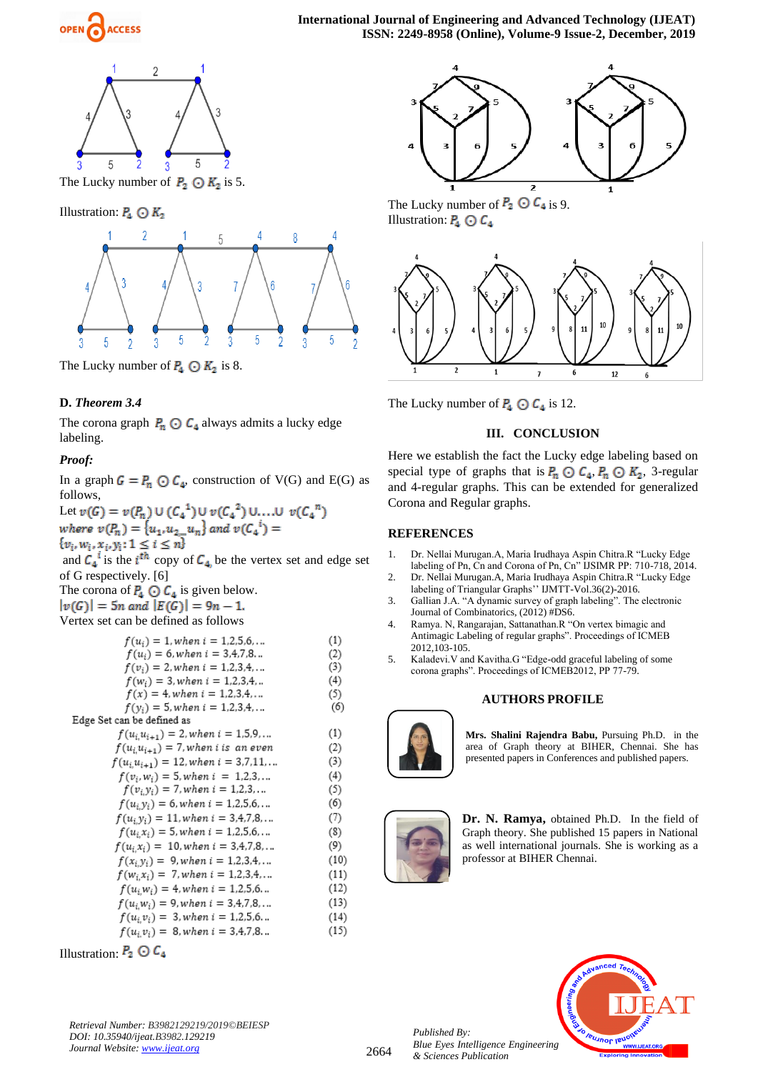The Lucky number of $P_2 \odot K_2$ is 5.

Illustration: $P_4 \odot K_2$

The Lucky number of $P_4 \odot K_2$ is 8.

### D. *Theorem 3.4*

The corona graph $P_n \odot C_4$ always admits a lucky edge labeling.

***Proof:***

In a graph $G = P_n \odot C_4$, construction of V(G) and E(G) as follows,

Let $v(G) = v(P_n) \cup v(C_4{}^1) \cup v(C_4{}^2) \cup \ldots \cup v(C_4{}^n)$ *where* $v(P_n) = \{u_1, u_2 \_ u_n\}$ *and* $v(C_4{}^i) = \{v_i, w_i, x_i, y_i : 1 \le i \le n\}$

and $C_4{}^i$ is the $i^{th}$ copy of $C_4$ be the vertex set and edge set of G respectively. [6]

The corona of $P_4 \odot C_4$ is given below.

$|v(G)| = 5n$ *and* $|E(G)| = 9n - 1.$

Vertex set can be defined as follows

$$f(u_i) = 1, when\ i = 1,2,5,6, \ldots \quad (1)$$
$$f(u_i) = 6, when\ i = 3,4,7,8, \ldots \quad (2)$$
$$f(v_i) = 2, when\ i = 1,2,3,4, \ldots \quad (3)$$
$$f(w_i) = 3, when\ i = 1,2,3,4, \ldots \quad (4)$$
$$f(x) = 4, when\ i = 1,2,3,4, \ldots \quad (5)$$
$$f(y_i) = 5, when\ i = 1,2,3,4, \ldots \quad (6)$$

Edge Set can be defined as

$$f(u_i u_{i+1}) = 2, when\ i = 1,5,9, \ldots \quad (1)$$
$$f(u_i u_{i+1}) = 7, when\ i\ is\ an\ even \quad (2)$$
$$f(u_i u_{i+1}) = 12, when\ i = 3,7,11, \ldots \quad (3)$$
$$f(v_i, w_i) = 5, when\ i = 1,2,3, \ldots \quad (4)$$
$$f(v_i y_i) = 7, when\ i = 1,2,3, \ldots \quad (5)$$
$$f(u_i y_i) = 6, when\ i = 1,2,5,6, \ldots \quad (6)$$
$$f(u_i y_i) = 11, when\ i = 3,4,7,8, \ldots \quad (7)$$
$$f(u_i x_i) = 5, when\ i = 1,2,5,6, \ldots \quad (8)$$
$$f(u_i x_i) = 10, when\ i = 3,4,7,8, \ldots \quad (9)$$
$$f(x_i y_i) = 9, when\ i = 1,2,3,4, \ldots \quad (10)$$
$$f(w_i x_i) = 7, when\ i = 1,2,3,4, \ldots \quad (11)$$
$$f(u_i w_i) = 4, when\ i = 1,2,5,6, \ldots \quad (12)$$
$$f(u_i w_i) = 9, when\ i = 3,4,7,8, \ldots \quad (13)$$
$$f(u_i v_i) = 3, when\ i = 1,2,5,6, \ldots \quad (14)$$
$$f(u_i v_i) = 8, when\ i = 3,4,7,8, \ldots \quad (15)$$

Illustration: $P_2 \odot C_4$

The Lucky number of $P_2 \odot C_4$ is 9.

Illustration: $P_4 \odot C_4$

The Lucky number of $P_4 \odot C_4$ is 12.

## III. CONCLUSION

Here we establish the fact the Lucky edge labeling based on special type of graphs that is $P_n \odot C_4$, $P_n \odot K_2$, 3-regular and 4-regular graphs. This can be extended for generalized Corona and Regular graphs.

## REFERENCES

1. Dr. Nellai Murugan.A, Maria Irudhaya Aspin Chitra.R "Lucky Edge labeling of Pn, Cn and Corona of Pn, Cn" IJSIMR PP: 710-718, 2014.
2. Dr. Nellai Murugan.A, Maria Irudhaya Aspin Chitra.R "Lucky Edge labeling of Triangular Graphs'' IJMTT-Vol.36(2)-2016.
3. Gallian J.A. "A dynamic survey of graph labeling". The electronic Journal of Combinatorics, (2012) #DS6.
4. Ramya. N, Rangarajan, Sattanathan.R "On vertex bimagic and Antimagic Labeling of regular graphs". Proceedings of ICMEB 2012,103-105.
5. Kaladevi.V and Kavitha.G "Edge-odd graceful labeling of some corona graphs". Proceedings of ICMEB2012, PP 77-79.

## AUTHORS PROFILE

**Mrs. Shalini Rajendra Babu,** Pursuing Ph.D. in the area of Graph theory at BIHER, Chennai. She has presented papers in Conferences and published papers.

**Dr. N. Ramya,** obtained Ph.D. In the field of Graph theory. She published 15 papers in National as well international journals. She is working as a professor at BIHER Chennai.